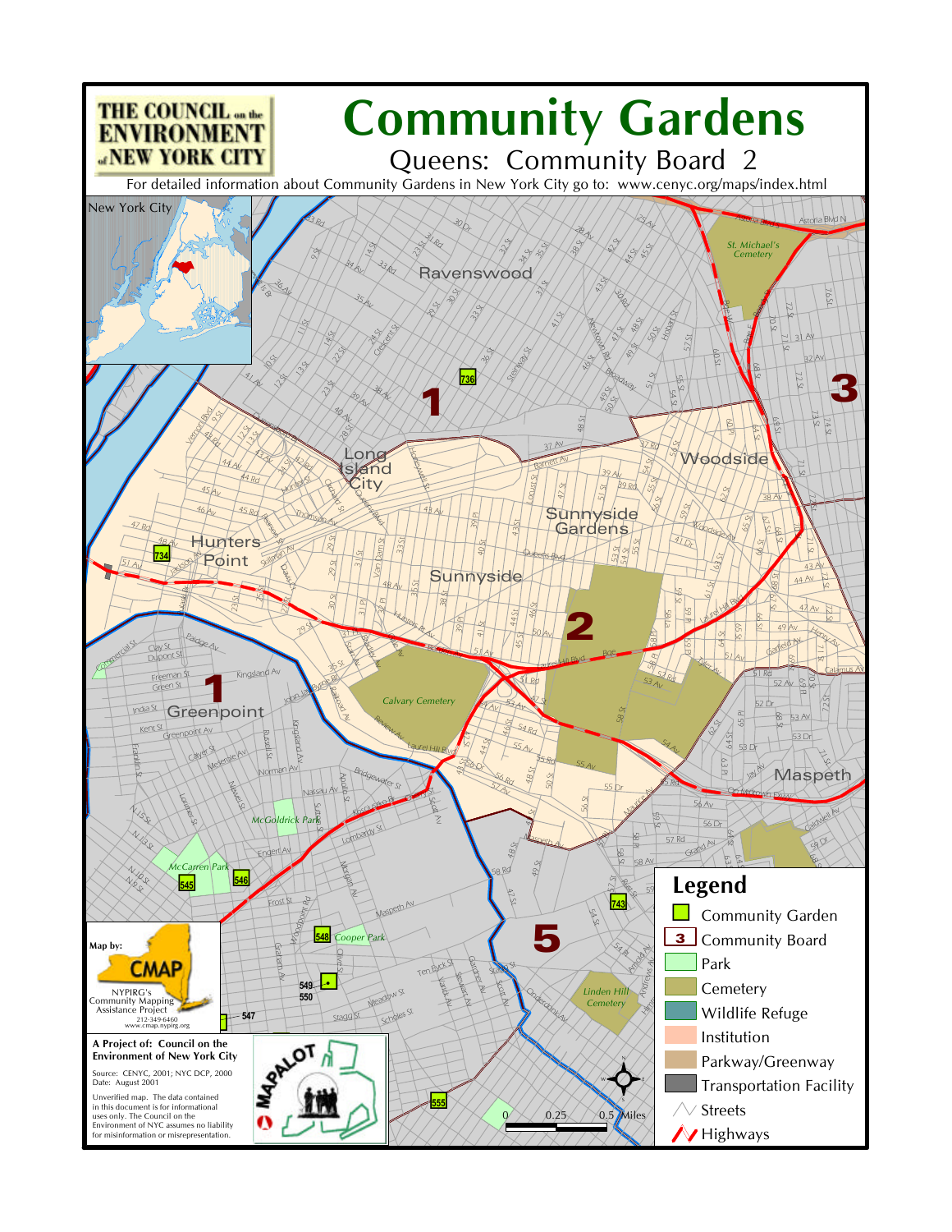THE COUNCIL on the ENVIRONMENT of NEW YORK CITY

# Community Gardens

## Queens: Community Board 2

For detailed information about Community Gardens in New York City go to: www.cenyc.org/maps/index.html

New York City

Ravenswood

Long Island City

Hunters Point

Sunnyside

Sunnyside Gardens

Woodside

Greenpoint

Maspeth

St. Michael's Cemetery

Calvary Cemetery

Linden Hill Cemetery

McGoldrick Park

McCarren Park

Cooper Park

1

2

3

5

736

734

743

545

546

547

548

549

550

555

## Legend

- Community Garden
- Community Board
- Park
- Cemetery
- Wildlife Refuge
- Institution
- Parkway/Greenway
- Transportation Facility
- Streets
- Highways

0 0.25 0.5 Miles

Map by:

CMAP

NYPIRG's Community Mapping Assistance Project

212-349-6460

www.cmap.nypirg.org

**A Project of: Council on the Environment of New York City**

Source: CENYC, 2001; NYC DCP, 2000

Date: August 2001

Unverified map. The data contained in this document is for informational uses only. The Council on the Environment of NYC assumes no liability for misinformation or misrepresentation.

MAPALOT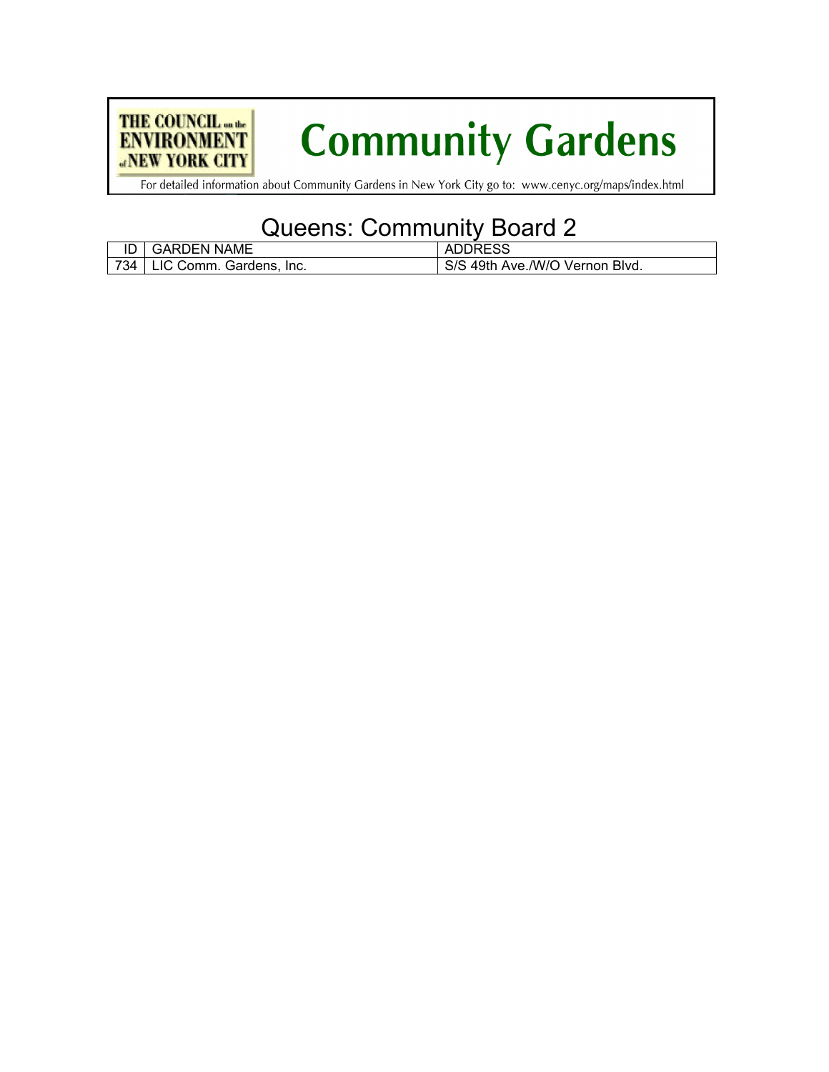THE COUNCIL on the ENVIRONMENT of NEW YORK CITY

# Community Gardens

For detailed information about Community Gardens in New York City go to: www.cenyc.org/maps/index.html

## Queens: Community Board 2

| ID | GARDEN NAME | ADDRESS |
|---|---|---|
| 734 | LIC Comm. Gardens, Inc. | S/S 49th Ave./W/O Vernon Blvd. |